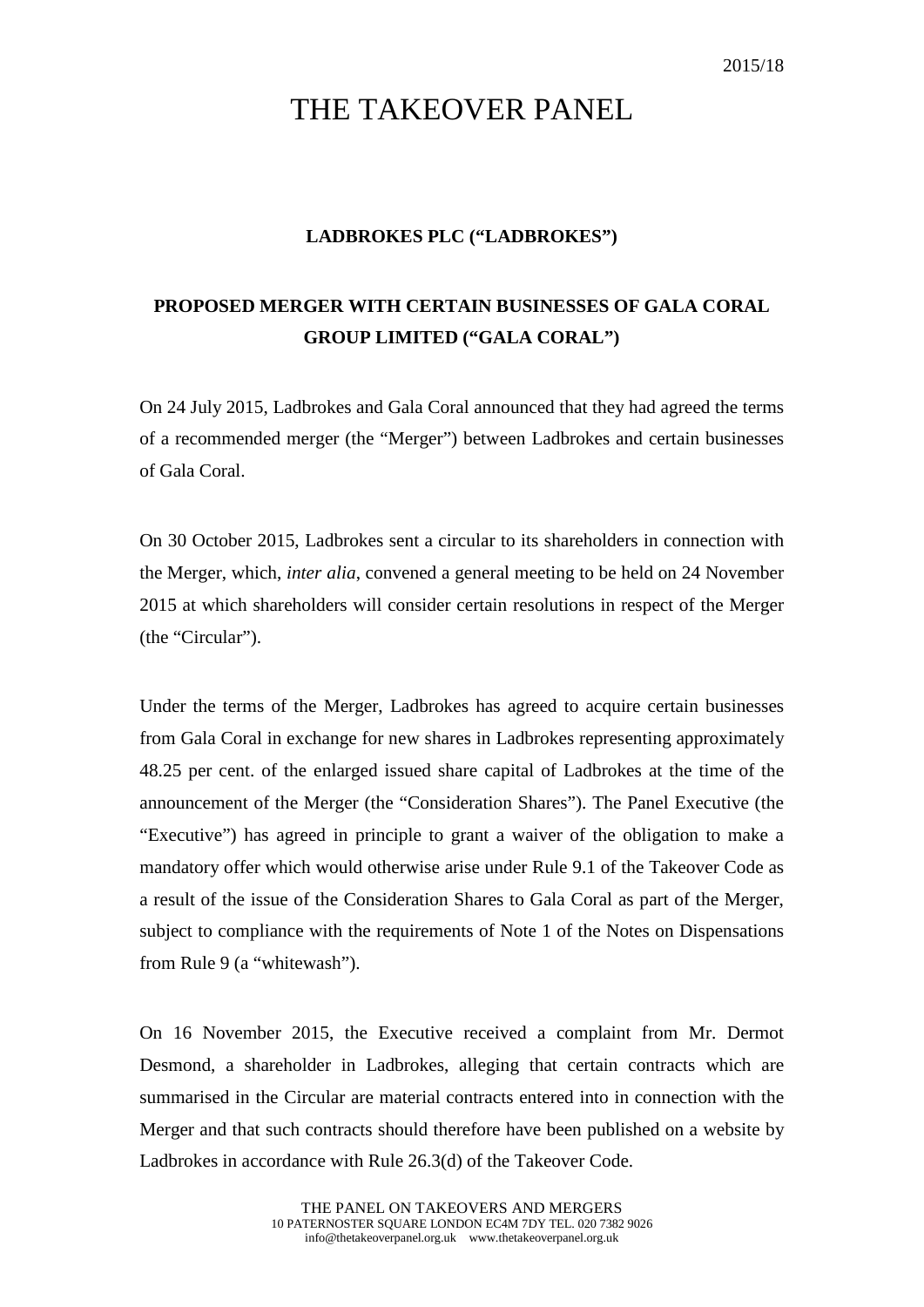2015/18

# THE TAKEOVER PANEL

**LADBROKES PLC ("LADBROKES")**

**PROPOSED MERGER WITH CERTAIN BUSINESSES OF GALA CORAL GROUP LIMITED ("GALA CORAL")**

On 24 July 2015, Ladbrokes and Gala Coral announced that they had agreed the terms of a recommended merger (the "Merger") between Ladbrokes and certain businesses of Gala Coral.

On 30 October 2015, Ladbrokes sent a circular to its shareholders in connection with the Merger, which, *inter alia*, convened a general meeting to be held on 24 November 2015 at which shareholders will consider certain resolutions in respect of the Merger (the "Circular").

Under the terms of the Merger, Ladbrokes has agreed to acquire certain businesses from Gala Coral in exchange for new shares in Ladbrokes representing approximately 48.25 per cent. of the enlarged issued share capital of Ladbrokes at the time of the announcement of the Merger (the "Consideration Shares"). The Panel Executive (the "Executive") has agreed in principle to grant a waiver of the obligation to make a mandatory offer which would otherwise arise under Rule 9.1 of the Takeover Code as a result of the issue of the Consideration Shares to Gala Coral as part of the Merger, subject to compliance with the requirements of Note 1 of the Notes on Dispensations from Rule 9 (a "whitewash").

On 16 November 2015, the Executive received a complaint from Mr. Dermot Desmond, a shareholder in Ladbrokes, alleging that certain contracts which are summarised in the Circular are material contracts entered into in connection with the Merger and that such contracts should therefore have been published on a website by Ladbrokes in accordance with Rule 26.3(d) of the Takeover Code.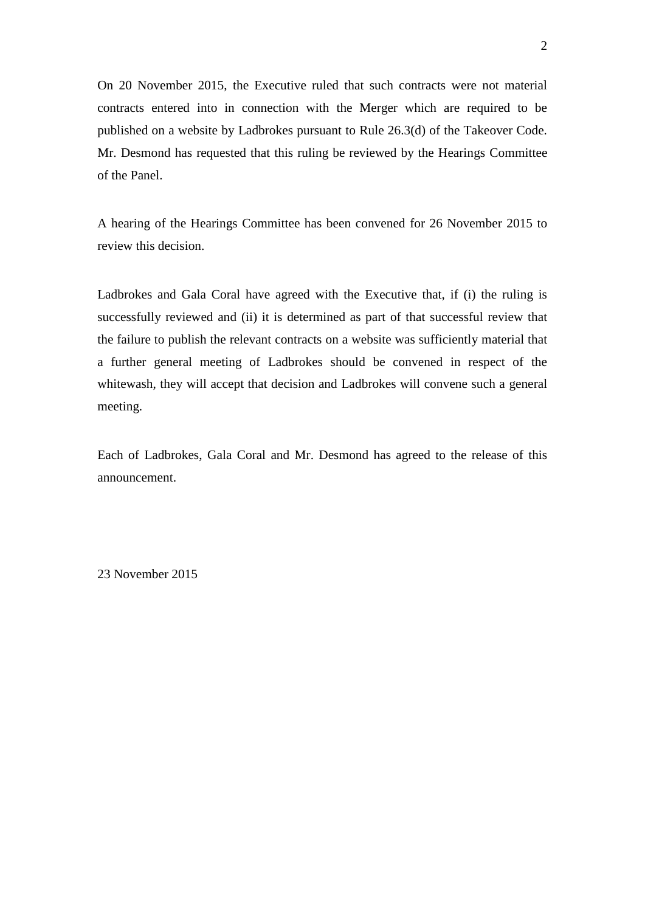On 20 November 2015, the Executive ruled that such contracts were not material contracts entered into in connection with the Merger which are required to be published on a website by Ladbrokes pursuant to Rule 26.3(d) of the Takeover Code. Mr. Desmond has requested that this ruling be reviewed by the Hearings Committee of the Panel.

A hearing of the Hearings Committee has been convened for 26 November 2015 to review this decision.

Ladbrokes and Gala Coral have agreed with the Executive that, if (i) the ruling is successfully reviewed and (ii) it is determined as part of that successful review that the failure to publish the relevant contracts on a website was sufficiently material that a further general meeting of Ladbrokes should be convened in respect of the whitewash, they will accept that decision and Ladbrokes will convene such a general meeting.

Each of Ladbrokes, Gala Coral and Mr. Desmond has agreed to the release of this announcement.

23 November 2015